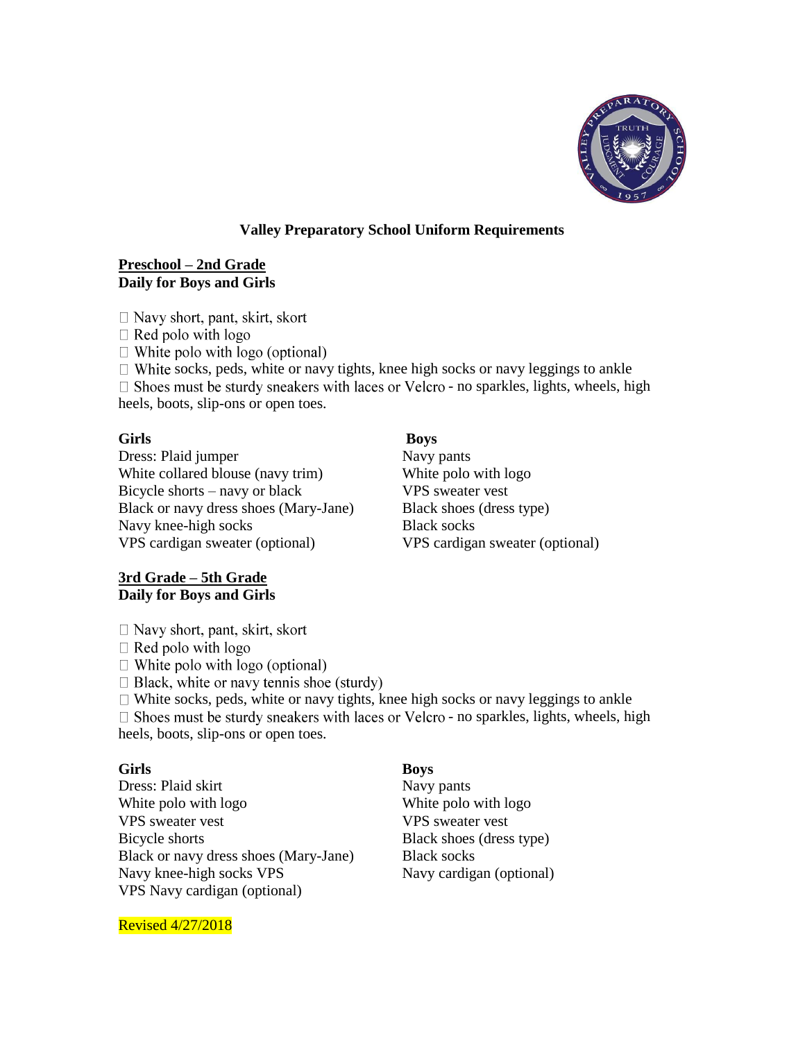# Valley Preparatory School Uniform Requirements

## Preschool – 2nd Grade

**Daily for Boys and Girls**

- Navy short, pant, skirt, skort
- Red polo with logo
- White polo with logo (optional)
- White socks, peds, white or navy tights, knee high socks or navy leggings to ankle
- Shoes must be sturdy sneakers with laces or Velcro - no sparkles, lights, wheels, high heels, boots, slip-ons or open toes.

**Girls**

Dress: Plaid jumper
White collared blouse (navy trim)
Bicycle shorts – navy or black
Black or navy dress shoes (Mary-Jane)
Navy knee-high socks
VPS cardigan sweater (optional)

**Boys**

Navy pants
White polo with logo
VPS sweater vest
Black shoes (dress type)
Black socks
VPS cardigan sweater (optional)

## 3rd Grade – 5th Grade

**Daily for Boys and Girls**

- Navy short, pant, skirt, skort
- Red polo with logo
- White polo with logo (optional)
- Black, white or navy tennis shoe (sturdy)
- White socks, peds, white or navy tights, knee high socks or navy leggings to ankle
- Shoes must be sturdy sneakers with laces or Velcro - no sparkles, lights, wheels, high heels, boots, slip-ons or open toes.

**Girls**

Dress: Plaid skirt
White polo with logo
VPS sweater vest
Bicycle shorts
Black or navy dress shoes (Mary-Jane)
Navy knee-high socks VPS
VPS Navy cardigan (optional)

**Boys**

Navy pants
White polo with logo
VPS sweater vest
Black shoes (dress type)
Black socks
Navy cardigan (optional)

Revised 4/27/2018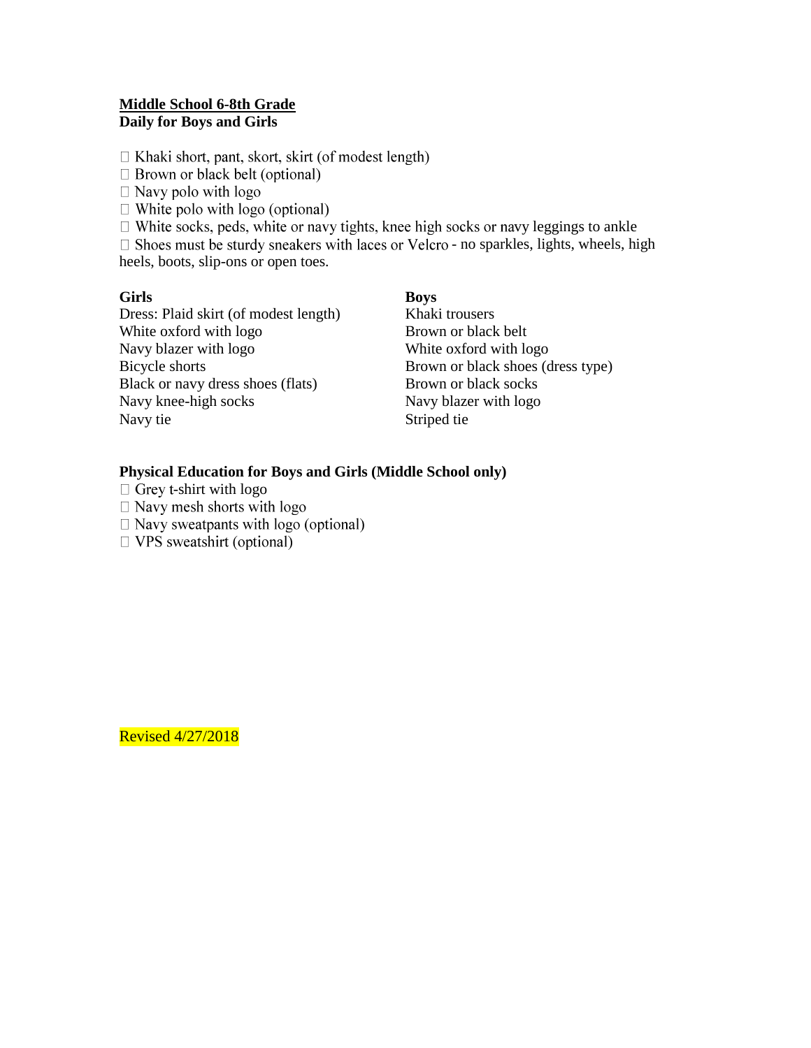**<u>Middle School 6-8th Grade</u>**
**Daily for Boys and Girls**

- Khaki short, pant, skort, skirt (of modest length)
- Brown or black belt (optional)
- Navy polo with logo
- White polo with logo (optional)
- White socks, peds, white or navy tights, knee high socks or navy leggings to ankle
- Shoes must be sturdy sneakers with laces or Velcro - no sparkles, lights, wheels, high heels, boots, slip-ons or open toes.

| Girls | Boys |
|---|---|
| Dress: Plaid skirt (of modest length) | Khaki trousers |
| White oxford with logo | Brown or black belt |
| Navy blazer with logo | White oxford with logo |
| Bicycle shorts | Brown or black shoes (dress type) |
| Black or navy dress shoes (flats) | Brown or black socks |
| Navy knee-high socks | Navy blazer with logo |
| Navy tie | Striped tie |

**Physical Education for Boys and Girls (Middle School only)**

- Grey t-shirt with logo
- Navy mesh shorts with logo
- Navy sweatpants with logo (optional)
- VPS sweatshirt (optional)

Revised 4/27/2018